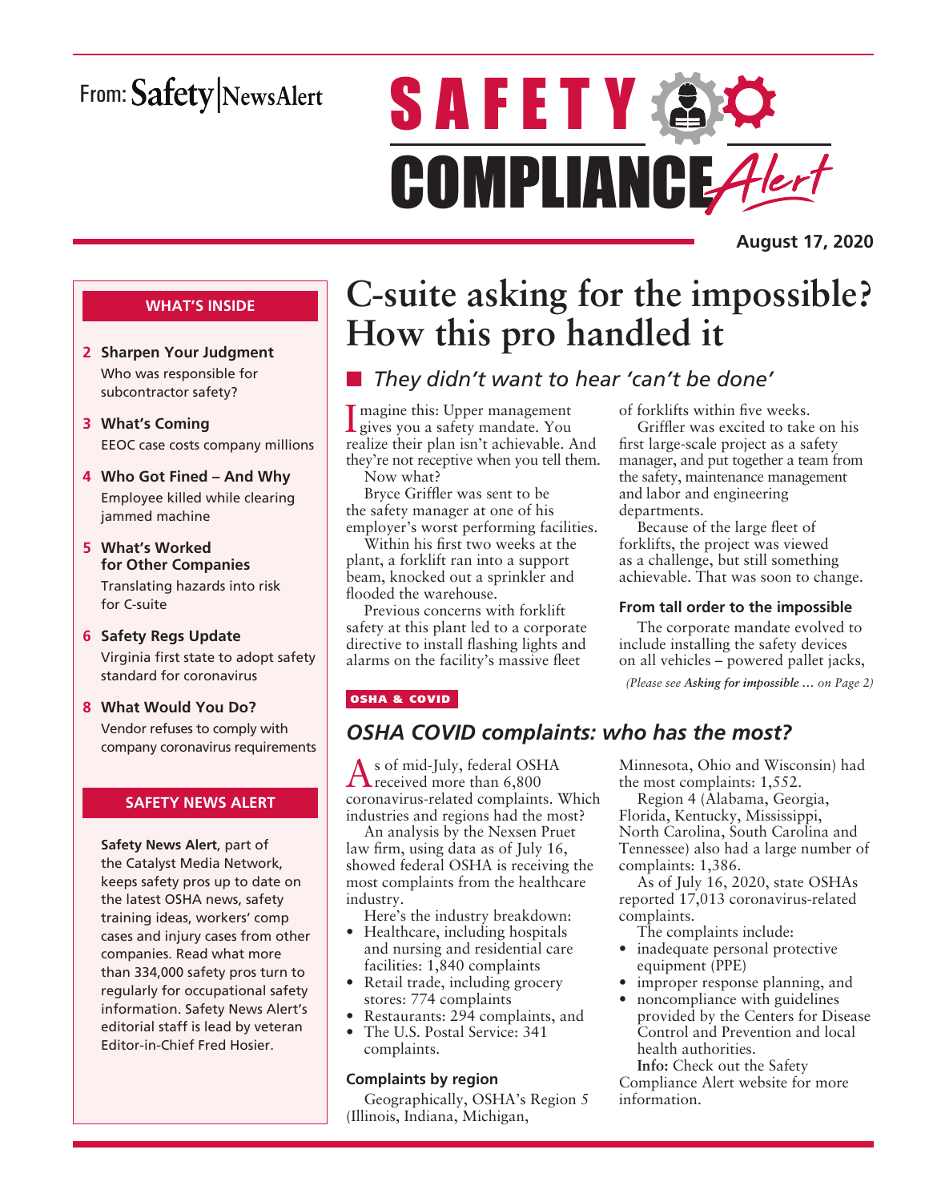From: Safety|NewsAlert

# SAFETY COMPLIANCE Alert

**August 17, 2020**

# C-suite asking for the impossible? How this pro handled it

## *They didn't want to hear 'can't be done'*

Imagine this: Upper management gives you a safety mandate. You realize their plan isn't achievable. And they're not receptive when you tell them. Now what?

Bryce Griffler was sent to be the safety manager at one of his employer's worst performing facilities.

Within his first two weeks at the plant, a forklift ran into a support beam, knocked out a sprinkler and flooded the warehouse.

Previous concerns with forklift safety at this plant led to a corporate directive to install flashing lights and alarms on the facility's massive fleet of forklifts within five weeks.

Griffler was excited to take on his first large-scale project as a safety manager, and put together a team from the safety, maintenance management and labor and engineering departments.

Because of the large fleet of forklifts, the project was viewed as a challenge, but still something achievable. That was soon to change.

### From tall order to the impossible

The corporate mandate evolved to include installing the safety devices on all vehicles – powered pallet jacks,

*(Please see **Asking for impossible …** on Page 2)*

**OSHA & COVID**

## *OSHA COVID complaints: who has the most?*

As of mid-July, federal OSHA received more than 6,800 coronavirus-related complaints. Which industries and regions had the most?

An analysis by the Nexsen Pruet law firm, using data as of July 16, showed federal OSHA is receiving the most complaints from the healthcare industry.

Here's the industry breakdown:

- Healthcare, including hospitals and nursing and residential care facilities: 1,840 complaints
- Retail trade, including grocery stores: 774 complaints
- Restaurants: 294 complaints, and
- The U.S. Postal Service: 341 complaints.

### Complaints by region

Geographically, OSHA's Region 5 (Illinois, Indiana, Michigan, Minnesota, Ohio and Wisconsin) had the most complaints: 1,552.

Region 4 (Alabama, Georgia, Florida, Kentucky, Mississippi, North Carolina, South Carolina and Tennessee) also had a large number of complaints: 1,386.

As of July 16, 2020, state OSHAs reported 17,013 coronavirus-related complaints.

The complaints include:

- inadequate personal protective equipment (PPE)
- improper response planning, and
- noncompliance with guidelines provided by the Centers for Disease Control and Prevention and local health authorities.

**Info:** Check out the Safety Compliance Alert website for more information.

---

### WHAT'S INSIDE

**2 Sharpen Your Judgment**
Who was responsible for subcontractor safety?

**3 What's Coming**
EEOC case costs company millions

**4 Who Got Fined – And Why**
Employee killed while clearing jammed machine

**5 What's Worked for Other Companies**
Translating hazards into risk for C-suite

**6 Safety Regs Update**
Virginia first state to adopt safety standard for coronavirus

**8 What Would You Do?**
Vendor refuses to comply with company coronavirus requirements

### SAFETY NEWS ALERT

**Safety News Alert**, part of the Catalyst Media Network, keeps safety pros up to date on the latest OSHA news, safety training ideas, workers' comp cases and injury cases from other companies. Read what more than 334,000 safety pros turn to regularly for occupational safety information. Safety News Alert's editorial staff is lead by veteran Editor-in-Chief Fred Hosier.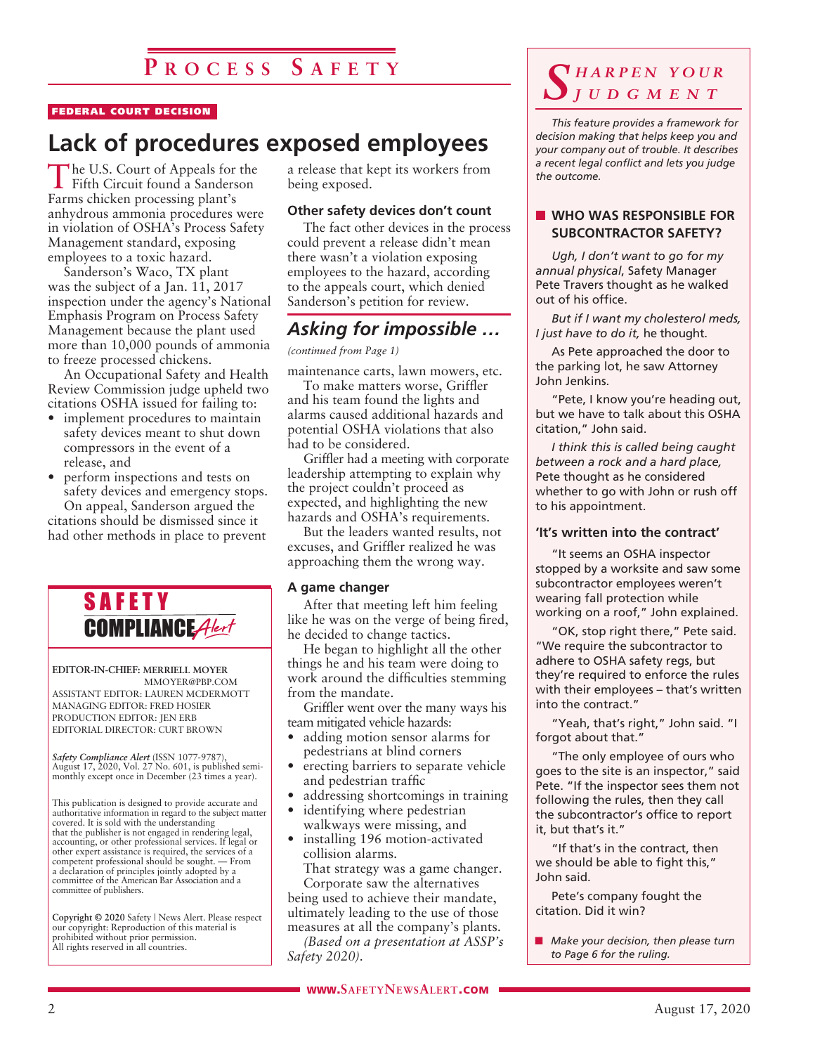# Process Safety

FEDERAL COURT DECISION

## Lack of procedures exposed employees

The U.S. Court of Appeals for the Fifth Circuit found a Sanderson Farms chicken processing plant's anhydrous ammonia procedures were in violation of OSHA's Process Safety Management standard, exposing employees to a toxic hazard.

Sanderson's Waco, TX plant was the subject of a Jan. 11, 2017 inspection under the agency's National Emphasis Program on Process Safety Management because the plant used more than 10,000 pounds of ammonia to freeze processed chickens.

An Occupational Safety and Health Review Commission judge upheld two citations OSHA issued for failing to:

- implement procedures to maintain safety devices meant to shut down compressors in the event of a release, and
- perform inspections and tests on safety devices and emergency stops.

On appeal, Sanderson argued the citations should be dismissed since it had other methods in place to prevent a release that kept its workers from being exposed.

### Other safety devices don't count

The fact other devices in the process could prevent a release didn't mean there wasn't a violation exposing employees to the hazard, according to the appeals court, which denied Sanderson's petition for review.

## *Asking for impossible …*

*(continued from Page 1)*

maintenance carts, lawn mowers, etc.

To make matters worse, Griffler and his team found the lights and alarms caused additional hazards and potential OSHA violations that also had to be considered.

Griffler had a meeting with corporate leadership attempting to explain why the project couldn't proceed as expected, and highlighting the new hazards and OSHA's requirements.

But the leaders wanted results, not excuses, and Griffler realized he was approaching them the wrong way.

### A game changer

After that meeting left him feeling like he was on the verge of being fired, he decided to change tactics.

He began to highlight all the other things he and his team were doing to work around the difficulties stemming from the mandate.

Griffler went over the many ways his team mitigated vehicle hazards:

- adding motion sensor alarms for pedestrians at blind corners
- erecting barriers to separate vehicle and pedestrian traffic
- addressing shortcomings in training
- identifying where pedestrian walkways were missing, and
- installing 196 motion-activated collision alarms.

That strategy was a game changer.

Corporate saw the alternatives being used to achieve their mandate, ultimately leading to the use of those measures at all the company's plants.

*(Based on a presentation at ASSP's Safety 2020).*

---

**SAFETY COMPLIANCE *Alert***

EDITOR-IN-CHIEF: MERRIELL MOYER MMOYER@PBP.COM
ASSISTANT EDITOR: LAUREN MCDERMOTT
MANAGING EDITOR: FRED HOSIER
PRODUCTION EDITOR: JEN ERB
EDITORIAL DIRECTOR: CURT BROWN

*Safety Compliance Alert* (ISSN 1077-9787), August 17, 2020, Vol. 27 No. 601, is published semi-monthly except once in December (23 times a year).

This publication is designed to provide accurate and authoritative information in regard to the subject matter covered. It is sold with the understanding that the publisher is not engaged in rendering legal, accounting, or other professional services. If legal or other expert assistance is required, the services of a competent professional should be sought. — From a declaration of principles jointly adopted by a committee of the American Bar Association and a committee of publishers.

Copyright © 2020 Safety | News Alert. Please respect our copyright: Reproduction of this material is prohibited without prior permission. All rights reserved in all countries.

---

## *Sharpen Your Judgment*

*This feature provides a framework for decision making that helps keep you and your company out of trouble. It describes a recent legal conflict and lets you judge the outcome.*

### WHO WAS RESPONSIBLE FOR SUBCONTRACTOR SAFETY?

*Ugh, I don't want to go for my annual physical*, Safety Manager Pete Travers thought as he walked out of his office.

*But if I want my cholesterol meds, I just have to do it,* he thought.

As Pete approached the door to the parking lot, he saw Attorney John Jenkins.

"Pete, I know you're heading out, but we have to talk about this OSHA citation," John said.

*I think this is called being caught between a rock and a hard place,* Pete thought as he considered whether to go with John or rush off to his appointment.

#### 'It's written into the contract'

"It seems an OSHA inspector stopped by a worksite and saw some subcontractor employees weren't wearing fall protection while working on a roof," John explained.

"OK, stop right there," Pete said. "We require the subcontractor to adhere to OSHA safety regs, but they're required to enforce the rules with their employees – that's written into the contract."

"Yeah, that's right," John said. "I forgot about that."

"The only employee of ours who goes to the site is an inspector," said Pete. "If the inspector sees them not following the rules, then they call the subcontractor's office to report it, but that's it."

"If that's in the contract, then we should be able to fight this," John said.

Pete's company fought the citation. Did it win?

- *Make your decision, then please turn to Page 6 for the ruling.*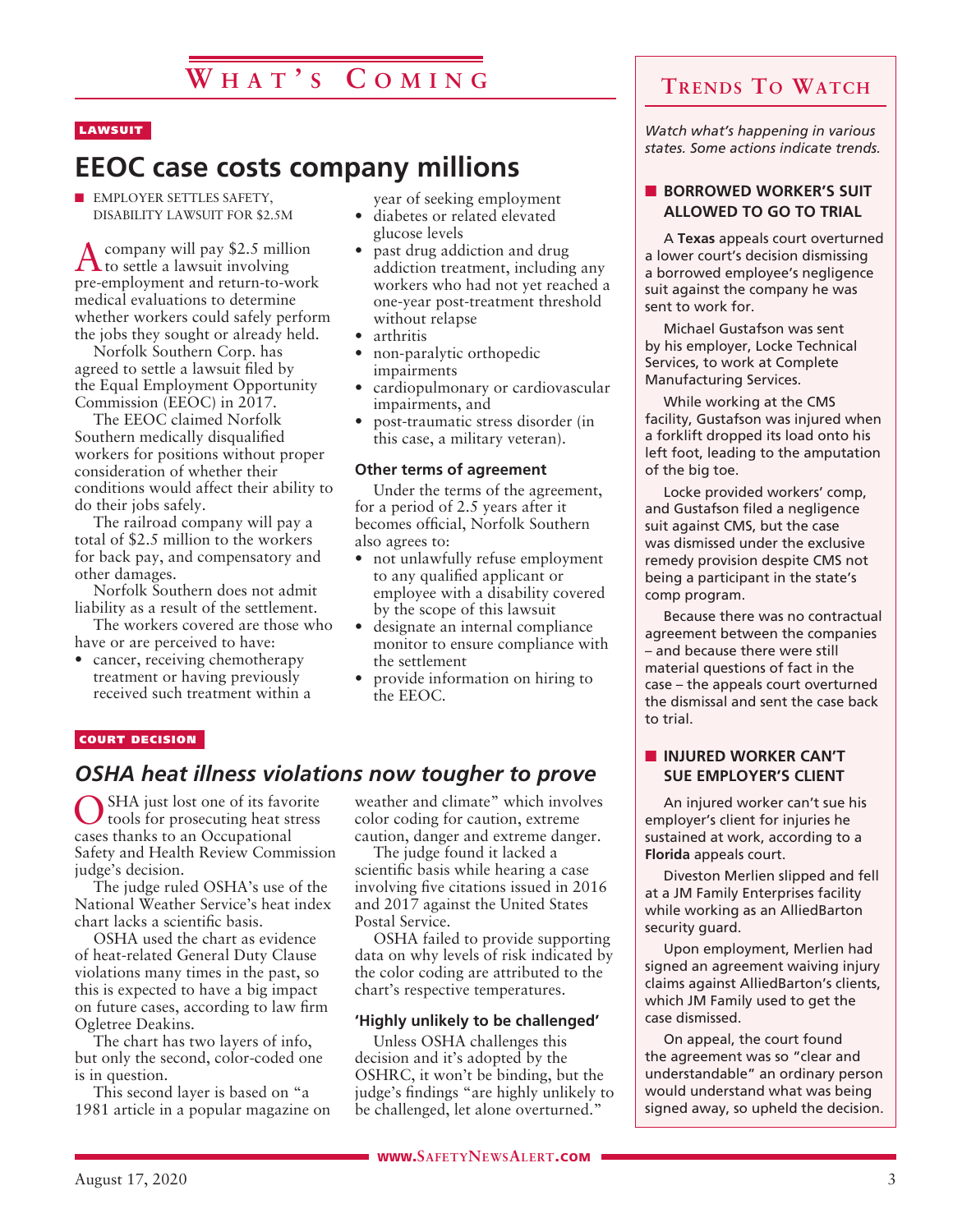# What's Coming

LAWSUIT

## EEOC case costs company millions

■ EMPLOYER SETTLES SAFETY, DISABILITY LAWSUIT FOR $2.5M

A company will pay $2.5 million to settle a lawsuit involving pre-employment and return-to-work medical evaluations to determine whether workers could safely perform the jobs they sought or already held.

Norfolk Southern Corp. has agreed to settle a lawsuit filed by the Equal Employment Opportunity Commission (EEOC) in 2017.

The EEOC claimed Norfolk Southern medically disqualified workers for positions without proper consideration of whether their conditions would affect their ability to do their jobs safely.

The railroad company will pay a total of $2.5 million to the workers for back pay, and compensatory and other damages.

Norfolk Southern does not admit liability as a result of the settlement.

The workers covered are those who have or are perceived to have:

- cancer, receiving chemotherapy treatment or having previously received such treatment within a year of seeking employment
- diabetes or related elevated glucose levels
- past drug addiction and drug addiction treatment, including any workers who had not yet reached a one-year post-treatment threshold without relapse
- arthritis
- non-paralytic orthopedic impairments
- cardiopulmonary or cardiovascular impairments, and
- post-traumatic stress disorder (in this case, a military veteran).

### Other terms of agreement

Under the terms of the agreement, for a period of 2.5 years after it becomes official, Norfolk Southern also agrees to:

- not unlawfully refuse employment to any qualified applicant or employee with a disability covered by the scope of this lawsuit
- designate an internal compliance monitor to ensure compliance with the settlement
- provide information on hiring to the EEOC.

COURT DECISION

## *OSHA heat illness violations now tougher to prove*

OSHA just lost one of its favorite tools for prosecuting heat stress cases thanks to an Occupational Safety and Health Review Commission judge's decision.

The judge ruled OSHA's use of the National Weather Service's heat index chart lacks a scientific basis.

OSHA used the chart as evidence of heat-related General Duty Clause violations many times in the past, so this is expected to have a big impact on future cases, according to law firm Ogletree Deakins.

The chart has two layers of info, but only the second, color-coded one is in question.

This second layer is based on "a 1981 article in a popular magazine on weather and climate" which involves color coding for caution, extreme caution, danger and extreme danger.

The judge found it lacked a scientific basis while hearing a case involving five citations issued in 2016 and 2017 against the United States Postal Service.

OSHA failed to provide supporting data on why levels of risk indicated by the color coding are attributed to the chart's respective temperatures.

### 'Highly unlikely to be challenged'

Unless OSHA challenges this decision and it's adopted by the OSHRC, it won't be binding, but the judge's findings "are highly unlikely to be challenged, let alone overturned."

# Trends To Watch

*Watch what's happening in various states. Some actions indicate trends.*

### ■ BORROWED WORKER'S SUIT ALLOWED TO GO TO TRIAL

A **Texas** appeals court overturned a lower court's decision dismissing a borrowed employee's negligence suit against the company he was sent to work for.

Michael Gustafson was sent by his employer, Locke Technical Services, to work at Complete Manufacturing Services.

While working at the CMS facility, Gustafson was injured when a forklift dropped its load onto his left foot, leading to the amputation of the big toe.

Locke provided workers' comp, and Gustafson filed a negligence suit against CMS, but the case was dismissed under the exclusive remedy provision despite CMS not being a participant in the state's comp program.

Because there was no contractual agreement between the companies – and because there were still material questions of fact in the case – the appeals court overturned the dismissal and sent the case back to trial.

### ■ INJURED WORKER CAN'T SUE EMPLOYER'S CLIENT

An injured worker can't sue his employer's client for injuries he sustained at work, according to a **Florida** appeals court.

Diveston Merlien slipped and fell at a JM Family Enterprises facility while working as an AlliedBarton security guard.

Upon employment, Merlien had signed an agreement waiving injury claims against AlliedBarton's clients, which JM Family used to get the case dismissed.

On appeal, the court found the agreement was so "clear and understandable" an ordinary person would understand what was being signed away, so upheld the decision.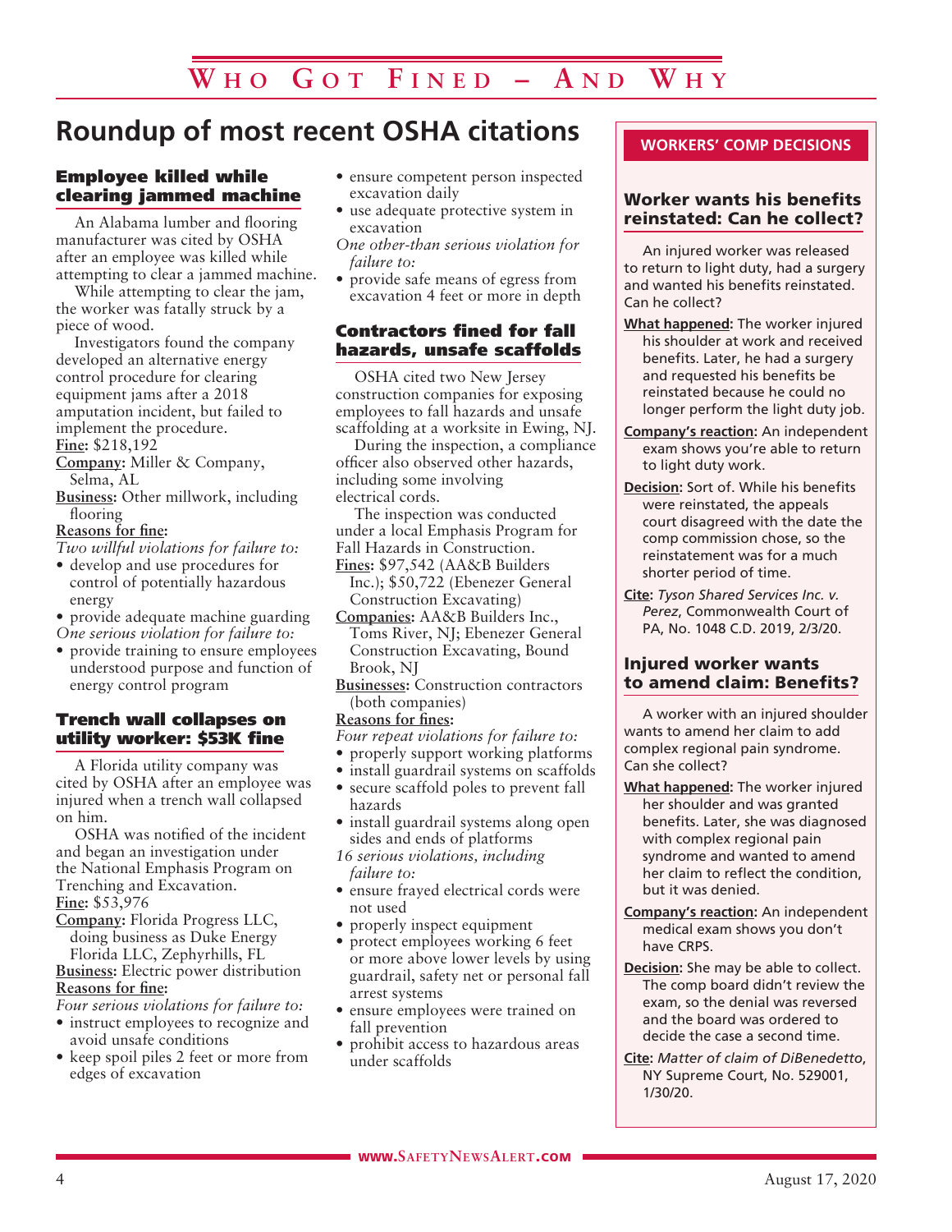# Who Got Fined – And Why

## Roundup of most recent OSHA citations

### Employee killed while clearing jammed machine

An Alabama lumber and flooring manufacturer was cited by OSHA after an employee was killed while attempting to clear a jammed machine.

While attempting to clear the jam, the worker was fatally struck by a piece of wood.

Investigators found the company developed an alternative energy control procedure for clearing equipment jams after a 2018 amputation incident, but failed to implement the procedure.

**Fine:** $218,192

**Company:** Miller & Company, Selma, AL

**Business:** Other millwork, including flooring

**Reasons for fine:**

*Two willful violations for failure to:*

- develop and use procedures for control of potentially hazardous energy
- provide adequate machine guarding

*One serious violation for failure to:*

- provide training to ensure employees understood purpose and function of energy control program

### Trench wall collapses on utility worker: $53K fine

A Florida utility company was cited by OSHA after an employee was injured when a trench wall collapsed on him.

OSHA was notified of the incident and began an investigation under the National Emphasis Program on Trenching and Excavation.

**Fine:** $53,976

**Company:** Florida Progress LLC, doing business as Duke Energy Florida LLC, Zephyrhills, FL

**Business:** Electric power distribution

**Reasons for fine:**

*Four serious violations for failure to:*

- instruct employees to recognize and avoid unsafe conditions
- keep spoil piles 2 feet or more from edges of excavation
- ensure competent person inspected excavation daily
- use adequate protective system in excavation

*One other-than serious violation for failure to:*

- provide safe means of egress from excavation 4 feet or more in depth

### Contractors fined for fall hazards, unsafe scaffolds

OSHA cited two New Jersey construction companies for exposing employees to fall hazards and unsafe scaffolding at a worksite in Ewing, NJ.

During the inspection, a compliance officer also observed other hazards, including some involving electrical cords.

The inspection was conducted under a local Emphasis Program for Fall Hazards in Construction.

**Fines:** $97,542 (AA&B Builders Inc.); $50,722 (Ebenezer General Construction Excavating)

**Companies:** AA&B Builders Inc., Toms River, NJ; Ebenezer General Construction Excavating, Bound Brook, NJ

**Businesses:** Construction contractors (both companies)

**Reasons for fines:**

*Four repeat violations for failure to:*

- properly support working platforms
- install guardrail systems on scaffolds
- secure scaffold poles to prevent fall hazards
- install guardrail systems along open sides and ends of platforms

*16 serious violations, including failure to:*

- ensure frayed electrical cords were not used
- properly inspect equipment
- protect employees working 6 feet or more above lower levels by using guardrail, safety net or personal fall arrest systems
- ensure employees were trained on fall prevention
- prohibit access to hazardous areas under scaffolds

## WORKERS' COMP DECISIONS

### Worker wants his benefits reinstated: Can he collect?

An injured worker was released to return to light duty, had a surgery and wanted his benefits reinstated. Can he collect?

**What happened:** The worker injured his shoulder at work and received benefits. Later, he had a surgery and requested his benefits be reinstated because he could no longer perform the light duty job.

**Company's reaction:** An independent exam shows you're able to return to light duty work.

**Decision:** Sort of. While his benefits were reinstated, the appeals court disagreed with the date the comp commission chose, so the reinstatement was for a much shorter period of time.

**Cite:** *Tyson Shared Services Inc. v. Perez*, Commonwealth Court of PA, No. 1048 C.D. 2019, 2/3/20.

### Injured worker wants to amend claim: Benefits?

A worker with an injured shoulder wants to amend her claim to add complex regional pain syndrome. Can she collect?

**What happened:** The worker injured her shoulder and was granted benefits. Later, she was diagnosed with complex regional pain syndrome and wanted to amend her claim to reflect the condition, but it was denied.

**Company's reaction:** An independent medical exam shows you don't have CRPS.

**Decision:** She may be able to collect. The comp board didn't review the exam, so the denial was reversed and the board was ordered to decide the case a second time.

**Cite:** *Matter of claim of DiBenedetto*, NY Supreme Court, No. 529001, 1/30/20.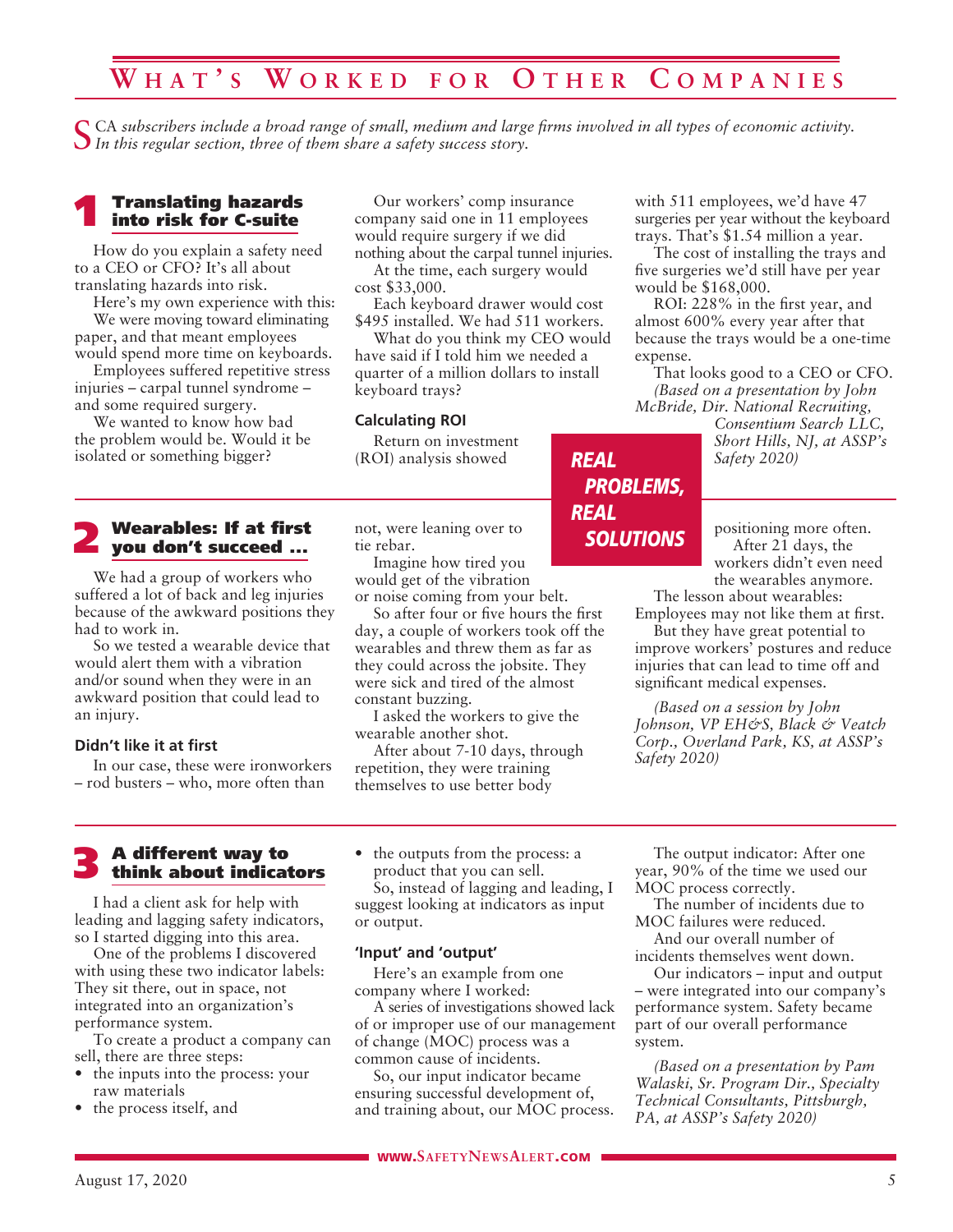# What's Worked for Other Companies

SCA *subscribers include a broad range of small, medium and large firms involved in all types of economic activity. In this regular section, three of them share a safety success story.*

**REAL PROBLEMS, REAL SOLUTIONS**

## 1 Translating hazards into risk for C-suite

How do you explain a safety need to a CEO or CFO? It's all about translating hazards into risk.

Here's my own experience with this: We were moving toward eliminating paper, and that meant employees would spend more time on keyboards.

Employees suffered repetitive stress injuries – carpal tunnel syndrome – and some required surgery.

We wanted to know how bad the problem would be. Would it be isolated or something bigger?

Our workers' comp insurance company said one in 11 employees would require surgery if we did nothing about the carpal tunnel injuries.

At the time, each surgery would cost $33,000.

Each keyboard drawer would cost $495 installed. We had 511 workers.

What do you think my CEO would have said if I told him we needed a quarter of a million dollars to install keyboard trays?

### Calculating ROI

Return on investment (ROI) analysis showed with 511 employees, we'd have 47 surgeries per year without the keyboard trays. That's $1.54 million a year.

The cost of installing the trays and five surgeries we'd still have per year would be $168,000.

ROI: 228% in the first year, and almost 600% every year after that because the trays would be a one-time expense.

That looks good to a CEO or CFO.

*(Based on a presentation by John McBride, Dir. National Recruiting, Consentium Search LLC, Short Hills, NJ, at ASSP's Safety 2020)*

## 2 Wearables: If at first you don't succeed ...

We had a group of workers who suffered a lot of back and leg injuries because of the awkward positions they had to work in.

So we tested a wearable device that would alert them with a vibration and/or sound when they were in an awkward position that could lead to an injury.

### Didn't like it at first

In our case, these were ironworkers – rod busters – who, more often than not, were leaning over to tie rebar.

Imagine how tired you would get of the vibration or noise coming from your belt.

So after four or five hours the first day, a couple of workers took off the wearables and threw them as far as they could across the jobsite. They were sick and tired of the almost constant buzzing.

I asked the workers to give the wearable another shot.

After about 7-10 days, through repetition, they were training themselves to use better body positioning more often.

After 21 days, the workers didn't even need the wearables anymore.

The lesson about wearables: Employees may not like them at first.

But they have great potential to improve workers' postures and reduce injuries that can lead to time off and significant medical expenses.

*(Based on a session by John Johnson, VP EH&S, Black & Veatch Corp., Overland Park, KS, at ASSP's Safety 2020)*

## 3 A different way to think about indicators

I had a client ask for help with leading and lagging safety indicators, so I started digging into this area.

One of the problems I discovered with using these two indicator labels: They sit there, out in space, not integrated into an organization's performance system.

To create a product a company can sell, there are three steps:

- the inputs into the process: your raw materials
- the process itself, and
- the outputs from the process: a product that you can sell.

So, instead of lagging and leading, I suggest looking at indicators as input or output.

### 'Input' and 'output'

Here's an example from one company where I worked:

A series of investigations showed lack of or improper use of our management of change (MOC) process was a common cause of incidents.

So, our input indicator became ensuring successful development of, and training about, our MOC process.

The output indicator: After one year, 90% of the time we used our MOC process correctly.

The number of incidents due to MOC failures were reduced.

And our overall number of incidents themselves went down.

Our indicators – input and output – were integrated into our company's performance system. Safety became part of our overall performance system.

*(Based on a presentation by Pam Walaski, Sr. Program Dir., Specialty Technical Consultants, Pittsburgh, PA, at ASSP's Safety 2020)*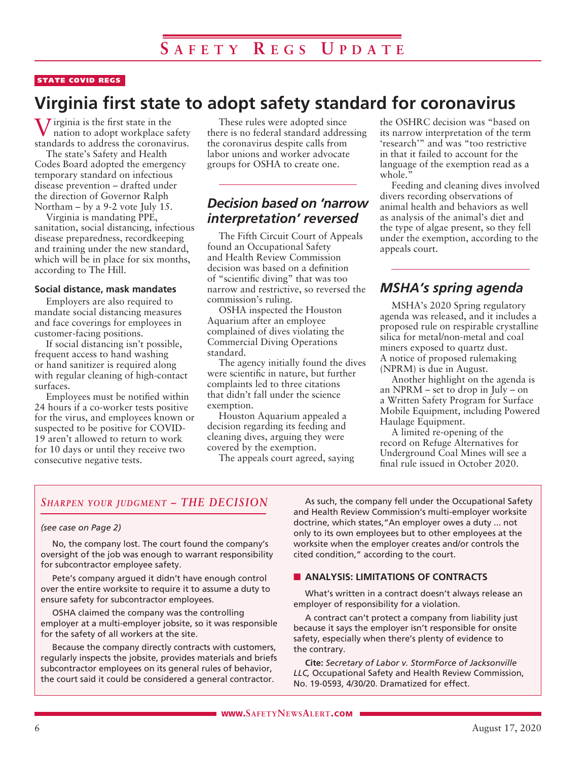STATE COVID REGS

# Virginia first state to adopt safety standard for coronavirus

Virginia is the first state in the nation to adopt workplace safety standards to address the coronavirus.

The state's Safety and Health Codes Board adopted the emergency temporary standard on infectious disease prevention – drafted under the direction of Governor Ralph Northam – by a 9-2 vote July 15.

Virginia is mandating PPE, sanitation, social distancing, infectious disease preparedness, recordkeeping and training under the new standard, which will be in place for six months, according to The Hill.

### Social distance, mask mandates

Employers are also required to mandate social distancing measures and face coverings for employees in customer-facing positions.

If social distancing isn't possible, frequent access to hand washing or hand sanitizer is required along with regular cleaning of high-contact surfaces.

Employees must be notified within 24 hours if a co-worker tests positive for the virus, and employees known or suspected to be positive for COVID-19 aren't allowed to return to work for 10 days or until they receive two consecutive negative tests.

These rules were adopted since there is no federal standard addressing the coronavirus despite calls from labor unions and worker advocate groups for OSHA to create one.

## *Decision based on 'narrow interpretation' reversed*

The Fifth Circuit Court of Appeals found an Occupational Safety and Health Review Commission decision was based on a definition of "scientific diving" that was too narrow and restrictive, so reversed the commission's ruling.

OSHA inspected the Houston Aquarium after an employee complained of dives violating the Commercial Diving Operations standard.

The agency initially found the dives were scientific in nature, but further complaints led to three citations that didn't fall under the science exemption.

Houston Aquarium appealed a decision regarding its feeding and cleaning dives, arguing they were covered by the exemption.

The appeals court agreed, saying the OSHRC decision was "based on its narrow interpretation of the term 'research'" and was "too restrictive in that it failed to account for the language of the exemption read as a whole."

Feeding and cleaning dives involved divers recording observations of animal health and behaviors as well as analysis of the animal's diet and the type of algae present, so they fell under the exemption, according to the appeals court.

## *MSHA's spring agenda*

MSHA's 2020 Spring regulatory agenda was released, and it includes a proposed rule on respirable crystalline silica for metal/non-metal and coal miners exposed to quartz dust. A notice of proposed rulemaking (NPRM) is due in August.

Another highlight on the agenda is an NPRM – set to drop in July – on a Written Safety Program for Surface Mobile Equipment, including Powered Haulage Equipment.

A limited re-opening of the record on Refuge Alternatives for Underground Coal Mines will see a final rule issued in October 2020.

---

## *Sharpen your judgment – THE DECISION*

*(see case on Page 2)*

No, the company lost. The court found the company's oversight of the job was enough to warrant responsibility for subcontractor employee safety.

Pete's company argued it didn't have enough control over the entire worksite to require it to assume a duty to ensure safety for subcontractor employees.

OSHA claimed the company was the controlling employer at a multi-employer jobsite, so it was responsible for the safety of all workers at the site.

Because the company directly contracts with customers, regularly inspects the jobsite, provides materials and briefs subcontractor employees on its general rules of behavior, the court said it could be considered a general contractor.

As such, the company fell under the Occupational Safety and Health Review Commission's multi-employer worksite doctrine, which states,"An employer owes a duty ... not only to its own employees but to other employees at the worksite when the employer creates and/or controls the cited condition," according to the court.

### ■ ANALYSIS: LIMITATIONS OF CONTRACTS

What's written in a contract doesn't always release an employer of responsibility for a violation.

A contract can't protect a company from liability just because it says the employer isn't responsible for onsite safety, especially when there's plenty of evidence to the contrary.

**Cite:** *Secretary of Labor v. StormForce of Jacksonville LLC,* Occupational Safety and Health Review Commission, No. 19-0593, 4/30/20. Dramatized for effect.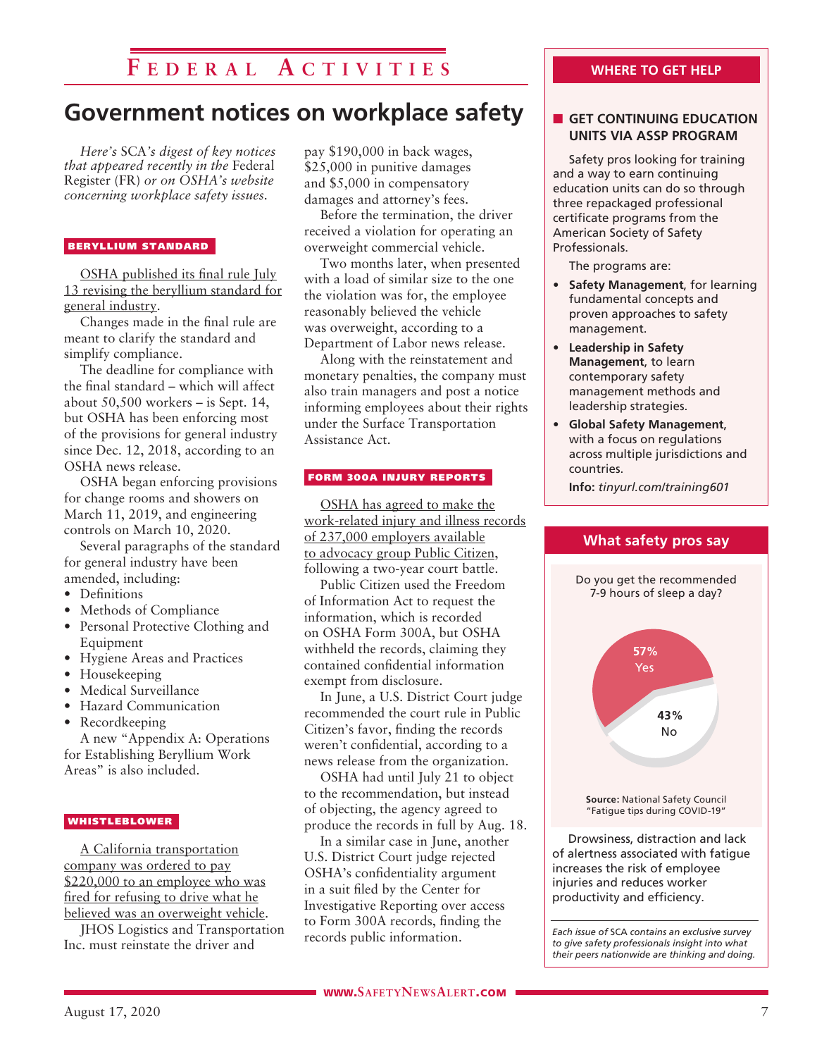# Federal Activities

## Government notices on workplace safety

*Here's SCA's digest of key notices that appeared recently in the Federal Register (FR) or on OSHA's website concerning workplace safety issues.*

### BERYLLIUM STANDARD

OSHA published its final rule July 13 revising the beryllium standard for general industry.

Changes made in the final rule are meant to clarify the standard and simplify compliance.

The deadline for compliance with the final standard – which will affect about 50,500 workers – is Sept. 14, but OSHA has been enforcing most of the provisions for general industry since Dec. 12, 2018, according to an OSHA news release.

OSHA began enforcing provisions for change rooms and showers on March 11, 2019, and engineering controls on March 10, 2020.

Several paragraphs of the standard for general industry have been amended, including:

- Definitions
- Methods of Compliance
- Personal Protective Clothing and Equipment
- Hygiene Areas and Practices
- Housekeeping
- Medical Surveillance
- Hazard Communication
- Recordkeeping

A new "Appendix A: Operations for Establishing Beryllium Work Areas" is also included.

### WHISTLEBLOWER

A California transportation company was ordered to pay $220,000 to an employee who was fired for refusing to drive what he believed was an overweight vehicle.

JHOS Logistics and Transportation Inc. must reinstate the driver and pay $190,000 in back wages, $25,000 in punitive damages and $5,000 in compensatory damages and attorney's fees.

Before the termination, the driver received a violation for operating an overweight commercial vehicle.

Two months later, when presented with a load of similar size to the one the violation was for, the employee reasonably believed the vehicle was overweight, according to a Department of Labor news release.

Along with the reinstatement and monetary penalties, the company must also train managers and post a notice informing employees about their rights under the Surface Transportation Assistance Act.

### FORM 300A INJURY REPORTS

OSHA has agreed to make the work-related injury and illness records of 237,000 employers available to advocacy group Public Citizen, following a two-year court battle.

Public Citizen used the Freedom of Information Act to request the information, which is recorded on OSHA Form 300A, but OSHA withheld the records, claiming they contained confidential information exempt from disclosure.

In June, a U.S. District Court judge recommended the court rule in Public Citizen's favor, finding the records weren't confidential, according to a news release from the organization.

OSHA had until July 21 to object to the recommendation, but instead of objecting, the agency agreed to produce the records in full by Aug. 18.

In a similar case in June, another U.S. District Court judge rejected OSHA's confidentiality argument in a suit filed by the Center for Investigative Reporting over access to Form 300A records, finding the records public information.

---

## WHERE TO GET HELP

### GET CONTINUING EDUCATION UNITS VIA ASSP PROGRAM

Safety pros looking for training and a way to earn continuing education units can do so through three repackaged professional certificate programs from the American Society of Safety Professionals.

The programs are:

- **Safety Management**, for learning fundamental concepts and proven approaches to safety management.
- **Leadership in Safety Management**, to learn contemporary safety management methods and leadership strategies.
- **Global Safety Management**, with a focus on regulations across multiple jurisdictions and countries.

**Info:** *tinyurl.com/training601*

---

## What safety pros say

Do you get the recommended 7-9 hours of sleep a day?

| Answer | Percent |
|---|---|
| Yes | 57% |
| No | 43% |

**Source:** National Safety Council "Fatigue tips during COVID-19"

Drowsiness, distraction and lack of alertness associated with fatigue increases the risk of employee injuries and reduces worker productivity and efficiency.

*Each issue of SCA contains an exclusive survey to give safety professionals insight into what their peers nationwide are thinking and doing.*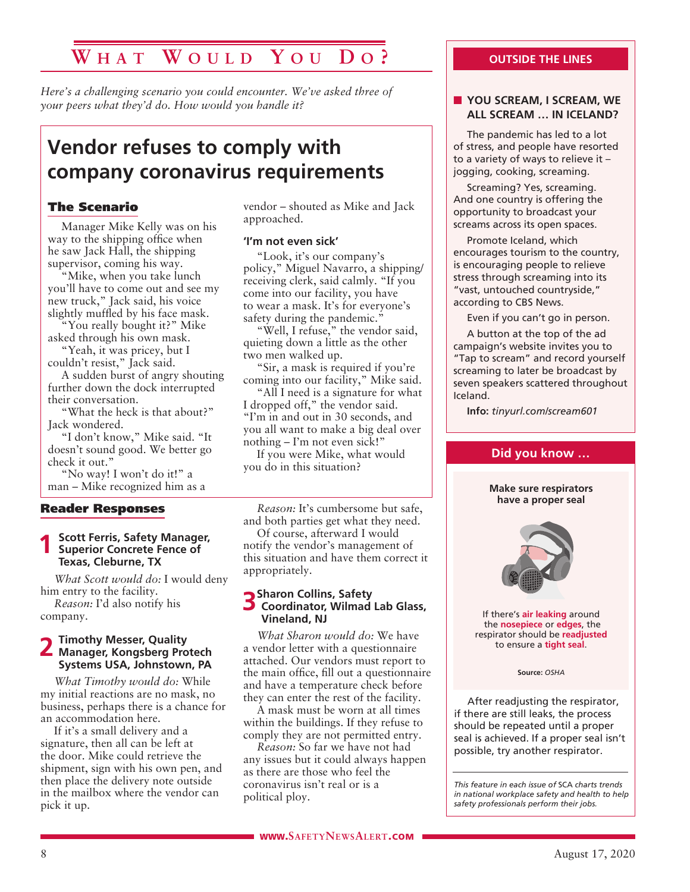# What Would You Do?

*Here's a challenging scenario you could encounter. We've asked three of your peers what they'd do. How would you handle it?*

## Vendor refuses to comply with company coronavirus requirements

### The Scenario

Manager Mike Kelly was on his way to the shipping office when he saw Jack Hall, the shipping supervisor, coming his way.

"Mike, when you take lunch you'll have to come out and see my new truck," Jack said, his voice slightly muffled by his face mask.

"You really bought it?" Mike asked through his own mask.

"Yeah, it was pricey, but I couldn't resist," Jack said.

A sudden burst of angry shouting further down the dock interrupted their conversation.

"What the heck is that about?" Jack wondered.

"I don't know," Mike said. "It doesn't sound good. We better go check it out."

"No way! I won't do it!" a man – Mike recognized him as a vendor – shouted as Mike and Jack approached.

**'I'm not even sick'**

"Look, it's our company's policy," Miguel Navarro, a shipping/receiving clerk, said calmly. "If you come into our facility, you have to wear a mask. It's for everyone's safety during the pandemic."

"Well, I refuse," the vendor said, quieting down a little as the other two men walked up.

"Sir, a mask is required if you're coming into our facility," Mike said.

"All I need is a signature for what I dropped off," the vendor said. "I'm in and out in 30 seconds, and you all want to make a big deal over nothing – I'm not even sick!"

If you were Mike, what would you do in this situation?

### Reader Responses

**1 Scott Ferris, Safety Manager, Superior Concrete Fence of Texas, Cleburne, TX**

*What Scott would do:* I would deny him entry to the facility.

*Reason:* I'd also notify his company.

**2 Timothy Messer, Quality Manager, Kongsberg Protech Systems USA, Johnstown, PA**

*What Timothy would do:* While my initial reactions are no mask, no business, perhaps there is a chance for an accommodation here.

If it's a small delivery and a signature, then all can be left at the door. Mike could retrieve the shipment, sign with his own pen, and then place the delivery note outside in the mailbox where the vendor can pick it up.

*Reason:* It's cumbersome but safe, and both parties get what they need.

Of course, afterward I would notify the vendor's management of this situation and have them correct it appropriately.

**3 Sharon Collins, Safety Coordinator, Wilmad Lab Glass, Vineland, NJ**

*What Sharon would do:* We have a vendor letter with a questionnaire attached. Our vendors must report to the main office, fill out a questionnaire and have a temperature check before they can enter the rest of the facility.

A mask must be worn at all times within the buildings. If they refuse to comply they are not permitted entry.

*Reason:* So far we have not had any issues but it could always happen as there are those who feel the coronavirus isn't real or is a political ploy.

## OUTSIDE THE LINES

### YOU SCREAM, I SCREAM, WE ALL SCREAM … IN ICELAND?

The pandemic has led to a lot of stress, and people have resorted to a variety of ways to relieve it – jogging, cooking, screaming.

Screaming? Yes, screaming. And one country is offering the opportunity to broadcast your screams across its open spaces.

Promote Iceland, which encourages tourism to the country, is encouraging people to relieve stress through screaming into its "vast, untouched countryside," according to CBS News.

Even if you can't go in person.

A button at the top of the ad campaign's website invites you to "Tap to scream" and record yourself screaming to later be broadcast by seven speakers scattered throughout Iceland.

**Info:** *tinyurl.com/scream601*

## Did you know …

**Make sure respirators have a proper seal**

If there's **air leaking** around the **nosepiece** or **edges**, the respirator should be **readjusted** to ensure a **tight seal**.

**Source:** *OSHA*

After readjusting the respirator, if there are still leaks, the process should be repeated until a proper seal is achieved. If a proper seal isn't possible, try another respirator.

*This feature in each issue of SCA charts trends in national workplace safety and health to help safety professionals perform their jobs.*